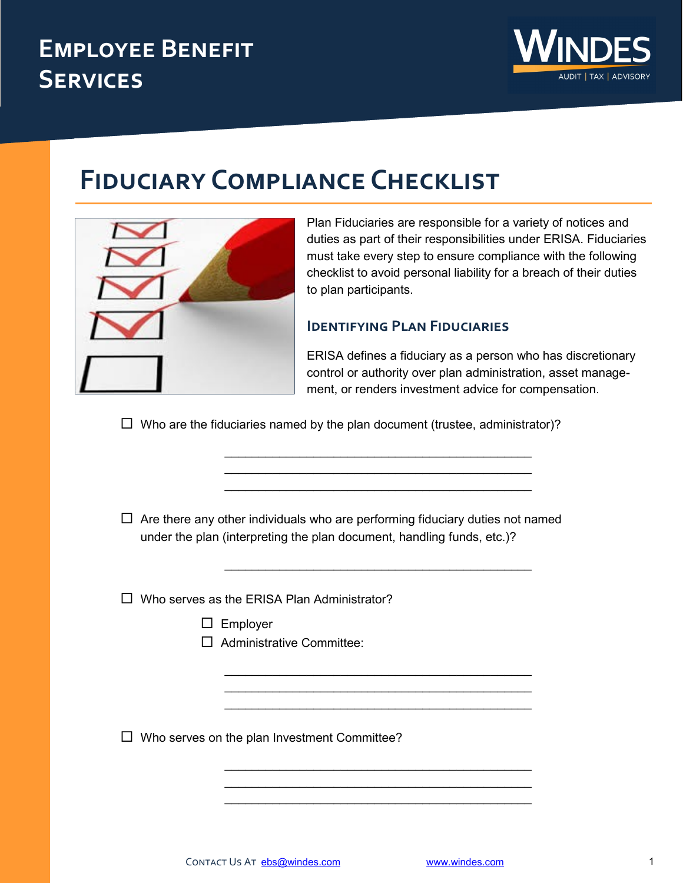# Employee Benefit Services

# Fiduciary Compliance Checklist

Plan Fiduciaries are responsible for a variety of notices and duties as part of their responsibilities under ERISA. Fiduciaries must take every step to ensure compliance with the following checklist to avoid personal liability for a breach of their duties to plan participants.

## Identifying Plan Fiduciaries

ERISA defines a fiduciary as a person who has discretionary control or authority over plan administration, asset management, or renders investment advice for compensation.

☐ Who are the fiduciaries named by the plan document (trustee, administrator)?

\_\_\_\_\_\_\_\_\_\_\_\_\_\_\_\_\_\_\_\_\_\_\_\_\_\_\_\_\_\_\_\_\_\_\_\_\_\_\_\_\_\_\_\_

\_\_\_\_\_\_\_\_\_\_\_\_\_\_\_\_\_\_\_\_\_\_\_\_\_\_\_\_\_\_\_\_\_\_\_\_\_\_\_\_\_\_\_\_

\_\_\_\_\_\_\_\_\_\_\_\_\_\_\_\_\_\_\_\_\_\_\_\_\_\_\_\_\_\_\_\_\_\_\_\_\_\_\_\_\_\_\_\_

☐ Are there any other individuals who are performing fiduciary duties not named under the plan (interpreting the plan document, handling funds, etc.)?

\_\_\_\_\_\_\_\_\_\_\_\_\_\_\_\_\_\_\_\_\_\_\_\_\_\_\_\_\_\_\_\_\_\_\_\_\_\_\_\_\_\_\_\_

☐ Who serves as the ERISA Plan Administrator?

- ☐ Employer
- ☐ Administrative Committee:

\_\_\_\_\_\_\_\_\_\_\_\_\_\_\_\_\_\_\_\_\_\_\_\_\_\_\_\_\_\_\_\_\_\_\_\_\_\_\_\_\_\_\_\_

\_\_\_\_\_\_\_\_\_\_\_\_\_\_\_\_\_\_\_\_\_\_\_\_\_\_\_\_\_\_\_\_\_\_\_\_\_\_\_\_\_\_\_\_

\_\_\_\_\_\_\_\_\_\_\_\_\_\_\_\_\_\_\_\_\_\_\_\_\_\_\_\_\_\_\_\_\_\_\_\_\_\_\_\_\_\_\_\_

☐ Who serves on the plan Investment Committee?

\_\_\_\_\_\_\_\_\_\_\_\_\_\_\_\_\_\_\_\_\_\_\_\_\_\_\_\_\_\_\_\_\_\_\_\_\_\_\_\_\_\_\_\_

\_\_\_\_\_\_\_\_\_\_\_\_\_\_\_\_\_\_\_\_\_\_\_\_\_\_\_\_\_\_\_\_\_\_\_\_\_\_\_\_\_\_\_\_

\_\_\_\_\_\_\_\_\_\_\_\_\_\_\_\_\_\_\_\_\_\_\_\_\_\_\_\_\_\_\_\_\_\_\_\_\_\_\_\_\_\_\_\_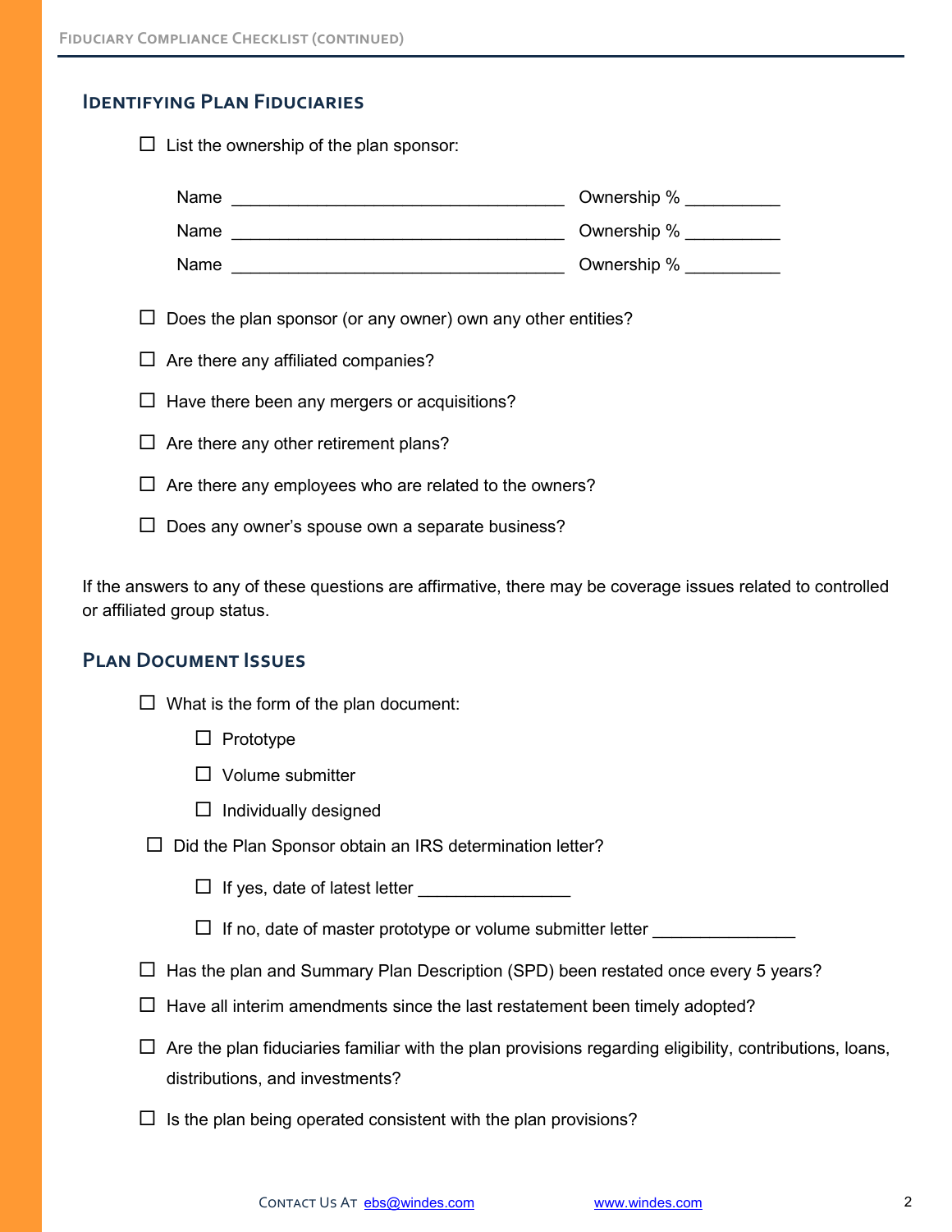## Identifying Plan Fiduciaries

- ☐ List the ownership of the plan sponsor:

  Name ___________________________________ Ownership % __________

  Name ___________________________________ Ownership % __________

  Name ___________________________________ Ownership % __________

- ☐ Does the plan sponsor (or any owner) own any other entities?
- ☐ Are there any affiliated companies?
- ☐ Have there been any mergers or acquisitions?
- ☐ Are there any other retirement plans?
- ☐ Are there any employees who are related to the owners?
- ☐ Does any owner's spouse own a separate business?

If the answers to any of these questions are affirmative, there may be coverage issues related to controlled or affiliated group status.

## Plan Document Issues

- ☐ What is the form of the plan document:
  - ☐ Prototype
  - ☐ Volume submitter
  - ☐ Individually designed
- ☐ Did the Plan Sponsor obtain an IRS determination letter?
  - ☐ If yes, date of latest letter ________________
  - ☐ If no, date of master prototype or volume submitter letter _______________
- ☐ Has the plan and Summary Plan Description (SPD) been restated once every 5 years?
- ☐ Have all interim amendments since the last restatement been timely adopted?
- ☐ Are the plan fiduciaries familiar with the plan provisions regarding eligibility, contributions, loans, distributions, and investments?
- ☐ Is the plan being operated consistent with the plan provisions?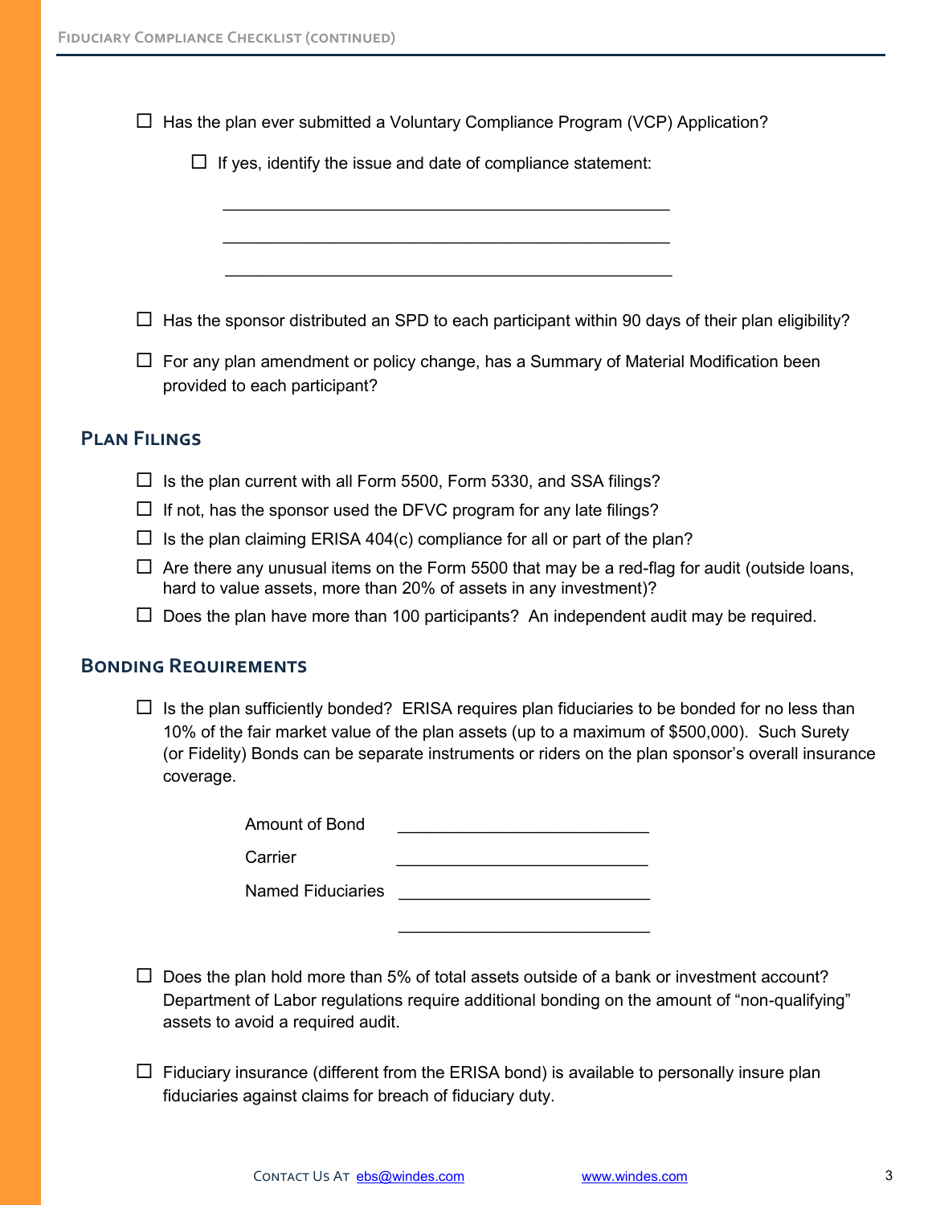- ☐ Has the plan ever submitted a Voluntary Compliance Program (VCP) Application?
  - ☐ If yes, identify the issue and date of compliance statement:

    ______________________________________________

    ______________________________________________

    ______________________________________________

- ☐ Has the sponsor distributed an SPD to each participant within 90 days of their plan eligibility?
- ☐ For any plan amendment or policy change, has a Summary of Material Modification been provided to each participant?

## Plan Filings

- ☐ Is the plan current with all Form 5500, Form 5330, and SSA filings?
- ☐ If not, has the sponsor used the DFVC program for any late filings?
- ☐ Is the plan claiming ERISA 404(c) compliance for all or part of the plan?
- ☐ Are there any unusual items on the Form 5500 that may be a red-flag for audit (outside loans, hard to value assets, more than 20% of assets in any investment)?
- ☐ Does the plan have more than 100 participants? An independent audit may be required.

## Bonding Requirements

- ☐ Is the plan sufficiently bonded? ERISA requires plan fiduciaries to be bonded for no less than 10% of the fair market value of the plan assets (up to a maximum of $500,000). Such Surety (or Fidelity) Bonds can be separate instruments or riders on the plan sponsor's overall insurance coverage.

  Amount of Bond __________________________

  Carrier __________________________

  Named Fiduciaries __________________________

  __________________________

- ☐ Does the plan hold more than 5% of total assets outside of a bank or investment account? Department of Labor regulations require additional bonding on the amount of "non-qualifying" assets to avoid a required audit.
- ☐ Fiduciary insurance (different from the ERISA bond) is available to personally insure plan fiduciaries against claims for breach of fiduciary duty.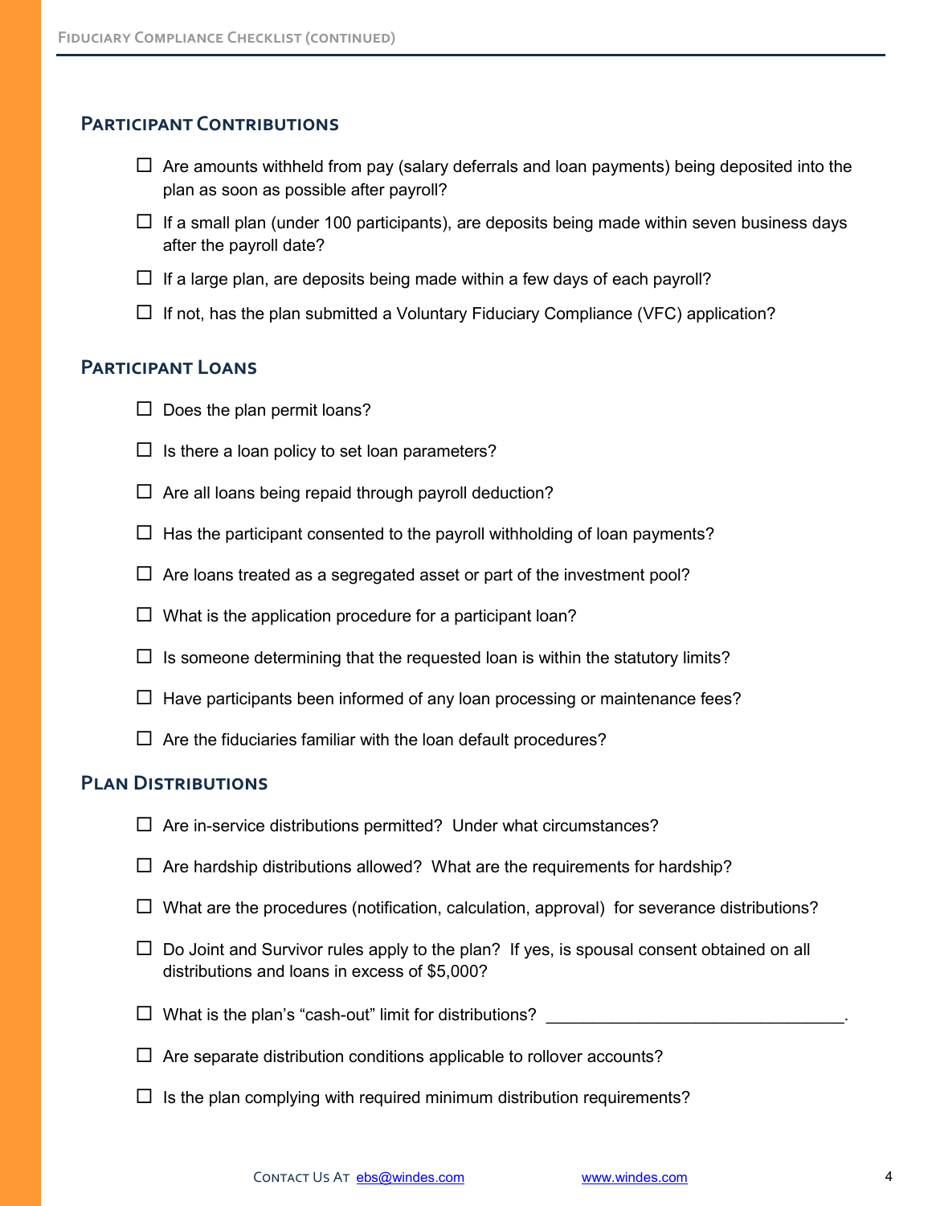## Participant Contributions

- ☐ Are amounts withheld from pay (salary deferrals and loan payments) being deposited into the plan as soon as possible after payroll?
- ☐ If a small plan (under 100 participants), are deposits being made within seven business days after the payroll date?
- ☐ If a large plan, are deposits being made within a few days of each payroll?
- ☐ If not, has the plan submitted a Voluntary Fiduciary Compliance (VFC) application?

## Participant Loans

- ☐ Does the plan permit loans?
- ☐ Is there a loan policy to set loan parameters?
- ☐ Are all loans being repaid through payroll deduction?
- ☐ Has the participant consented to the payroll withholding of loan payments?
- ☐ Are loans treated as a segregated asset or part of the investment pool?
- ☐ What is the application procedure for a participant loan?
- ☐ Is someone determining that the requested loan is within the statutory limits?
- ☐ Have participants been informed of any loan processing or maintenance fees?
- ☐ Are the fiduciaries familiar with the loan default procedures?

## Plan Distributions

- ☐ Are in-service distributions permitted? Under what circumstances?
- ☐ Are hardship distributions allowed? What are the requirements for hardship?
- ☐ What are the procedures (notification, calculation, approval) for severance distributions?
- ☐ Do Joint and Survivor rules apply to the plan? If yes, is spousal consent obtained on all distributions and loans in excess of $5,000?
- ☐ What is the plan's "cash-out" limit for distributions? ______________________________.
- ☐ Are separate distribution conditions applicable to rollover accounts?
- ☐ Is the plan complying with required minimum distribution requirements?

Contact Us At ebs@windes.com www.windes.com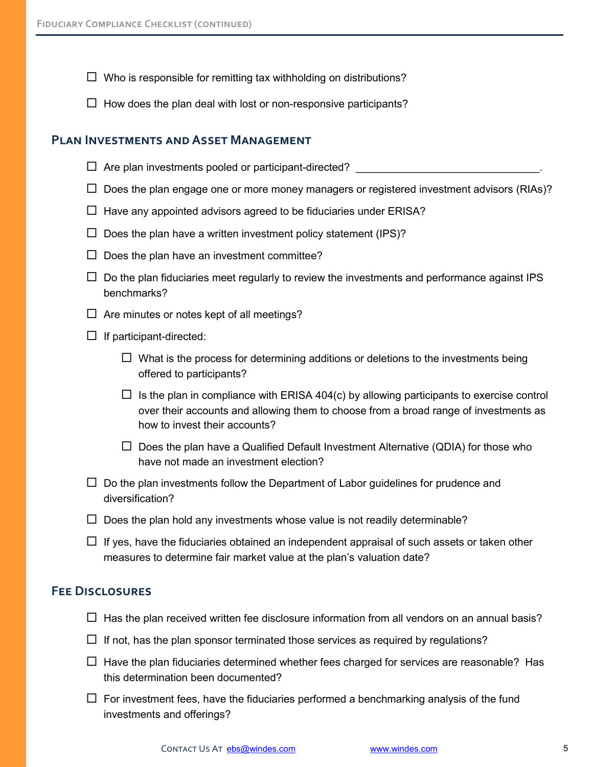- ☐ Who is responsible for remitting tax withholding on distributions?
- ☐ How does the plan deal with lost or non-responsive participants?

## Plan Investments and Asset Management

- ☐ Are plan investments pooled or participant-directed? _______________________________.
- ☐ Does the plan engage one or more money managers or registered investment advisors (RIAs)?
- ☐ Have any appointed advisors agreed to be fiduciaries under ERISA?
- ☐ Does the plan have a written investment policy statement (IPS)?
- ☐ Does the plan have an investment committee?
- ☐ Do the plan fiduciaries meet regularly to review the investments and performance against IPS benchmarks?
- ☐ Are minutes or notes kept of all meetings?
- ☐ If participant-directed:
  - ☐ What is the process for determining additions or deletions to the investments being offered to participants?
  - ☐ Is the plan in compliance with ERISA 404(c) by allowing participants to exercise control over their accounts and allowing them to choose from a broad range of investments as how to invest their accounts?
  - ☐ Does the plan have a Qualified Default Investment Alternative (QDIA) for those who have not made an investment election?
- ☐ Do the plan investments follow the Department of Labor guidelines for prudence and diversification?
- ☐ Does the plan hold any investments whose value is not readily determinable?
- ☐ If yes, have the fiduciaries obtained an independent appraisal of such assets or taken other measures to determine fair market value at the plan's valuation date?

## Fee Disclosures

- ☐ Has the plan received written fee disclosure information from all vendors on an annual basis?
- ☐ If not, has the plan sponsor terminated those services as required by regulations?
- ☐ Have the plan fiduciaries determined whether fees charged for services are reasonable? Has this determination been documented?
- ☐ For investment fees, have the fiduciaries performed a benchmarking analysis of the fund investments and offerings?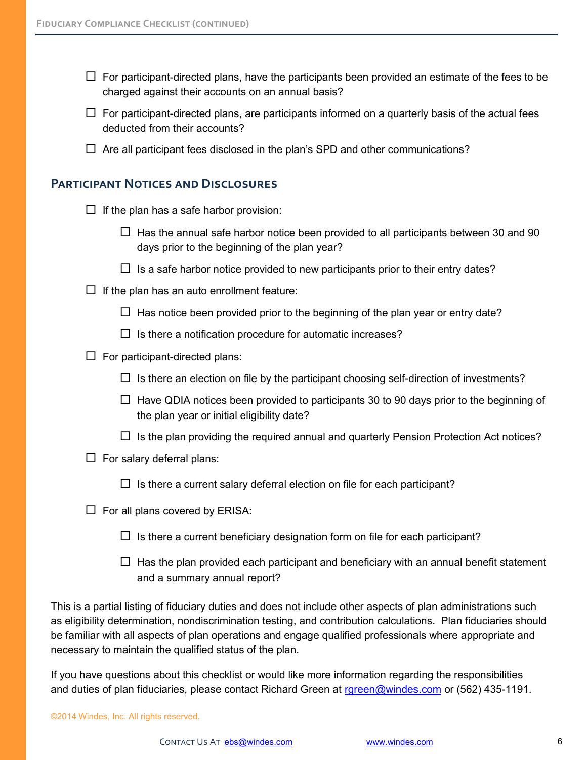- ☐ For participant-directed plans, have the participants been provided an estimate of the fees to be charged against their accounts on an annual basis?
- ☐ For participant-directed plans, are participants informed on a quarterly basis of the actual fees deducted from their accounts?
- ☐ Are all participant fees disclosed in the plan's SPD and other communications?

## Participant Notices and Disclosures

- ☐ If the plan has a safe harbor provision:
  - ☐ Has the annual safe harbor notice been provided to all participants between 30 and 90 days prior to the beginning of the plan year?
  - ☐ Is a safe harbor notice provided to new participants prior to their entry dates?
- ☐ If the plan has an auto enrollment feature:
  - ☐ Has notice been provided prior to the beginning of the plan year or entry date?
  - ☐ Is there a notification procedure for automatic increases?
- ☐ For participant-directed plans:
  - ☐ Is there an election on file by the participant choosing self-direction of investments?
  - ☐ Have QDIA notices been provided to participants 30 to 90 days prior to the beginning of the plan year or initial eligibility date?
  - ☐ Is the plan providing the required annual and quarterly Pension Protection Act notices?
- ☐ For salary deferral plans:
  - ☐ Is there a current salary deferral election on file for each participant?
- ☐ For all plans covered by ERISA:
  - ☐ Is there a current beneficiary designation form on file for each participant?
  - ☐ Has the plan provided each participant and beneficiary with an annual benefit statement and a summary annual report?

This is a partial listing of fiduciary duties and does not include other aspects of plan administrations such as eligibility determination, nondiscrimination testing, and contribution calculations. Plan fiduciaries should be familiar with all aspects of plan operations and engage qualified professionals where appropriate and necessary to maintain the qualified status of the plan.

If you have questions about this checklist or would like more information regarding the responsibilities and duties of plan fiduciaries, please contact Richard Green at rgreen@windes.com or (562) 435-1191.

©2014 Windes, Inc. All rights reserved.